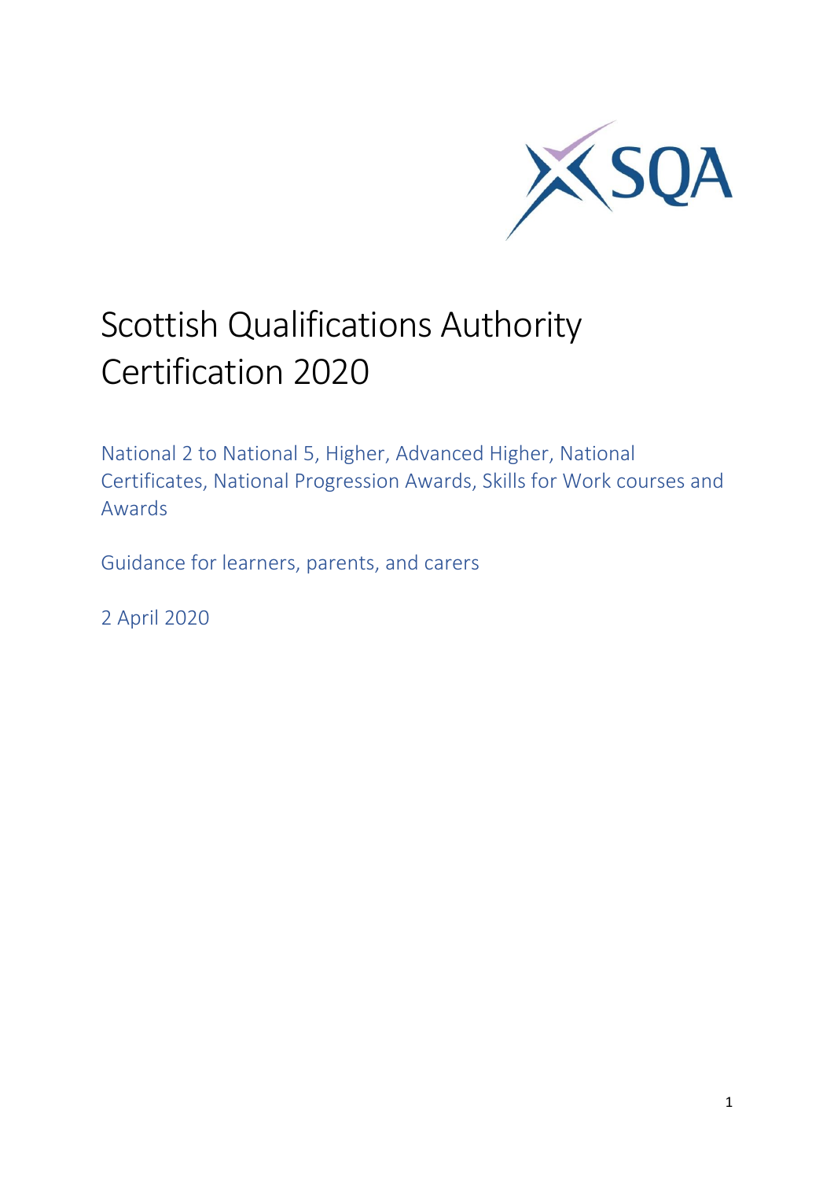# Scottish Qualifications Authority Certification 2020

National 2 to National 5, Higher, Advanced Higher, National Certificates, National Progression Awards, Skills for Work courses and Awards

Guidance for learners, parents, and carers

2 April 2020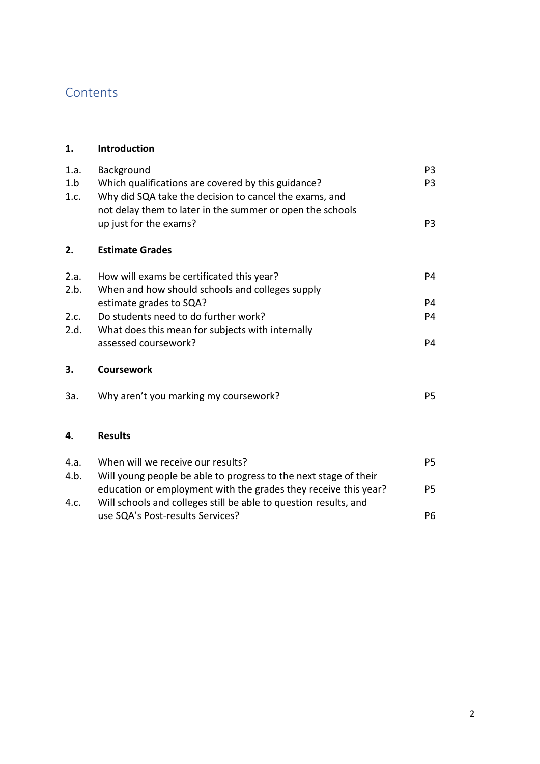## Contents

| | | |
|---|---|---|
| **1.** | **Introduction** | |
| 1.a. | Background | P3 |
| 1.b | Which qualifications are covered by this guidance? | P3 |
| 1.c. | Why did SQA take the decision to cancel the exams, and not delay them to later in the summer or open the schools up just for the exams? | P3 |
| **2.** | **Estimate Grades** | |
| 2.a. | How will exams be certificated this year? | P4 |
| 2.b. | When and how should schools and colleges supply estimate grades to SQA? | P4 |
| 2.c. | Do students need to do further work? | P4 |
| 2.d. | What does this mean for subjects with internally assessed coursework? | P4 |
| **3.** | **Coursework** | |
| 3a. | Why aren't you marking my coursework? | P5 |
| **4.** | **Results** | |
| 4.a. | When will we receive our results? | P5 |
| 4.b. | Will young people be able to progress to the next stage of their education or employment with the grades they receive this year? | P5 |
| 4.c. | Will schools and colleges still be able to question results, and use SQA's Post-results Services? | P6 |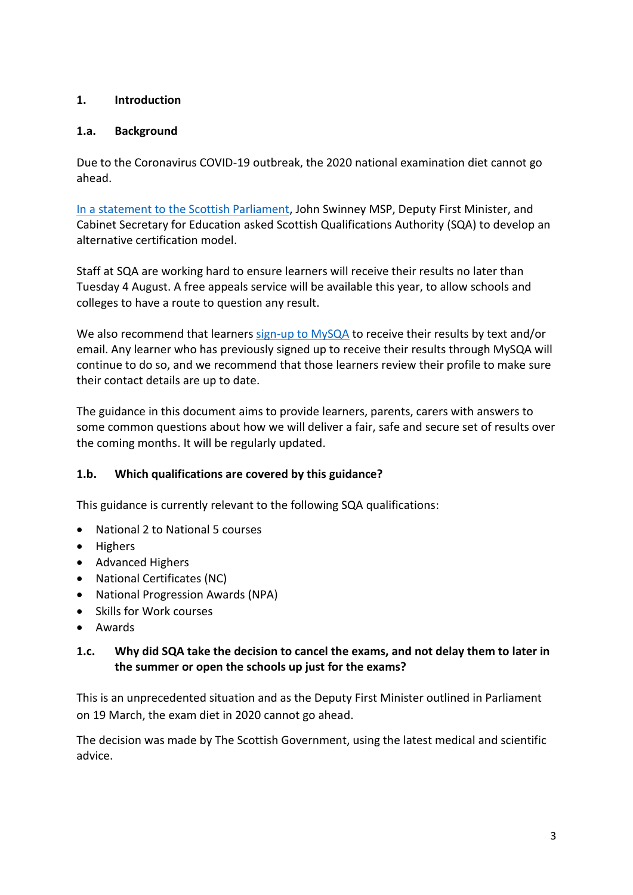## 1. Introduction

### 1.a. Background

Due to the Coronavirus COVID-19 outbreak, the 2020 national examination diet cannot go ahead.

[In a statement to the Scottish Parliament](), John Swinney MSP, Deputy First Minister, and Cabinet Secretary for Education asked Scottish Qualifications Authority (SQA) to develop an alternative certification model.

Staff at SQA are working hard to ensure learners will receive their results no later than Tuesday 4 August. A free appeals service will be available this year, to allow schools and colleges to have a route to question any result.

We also recommend that learners [sign-up to MySQA]() to receive their results by text and/or email. Any learner who has previously signed up to receive their results through MySQA will continue to do so, and we recommend that those learners review their profile to make sure their contact details are up to date.

The guidance in this document aims to provide learners, parents, carers with answers to some common questions about how we will deliver a fair, safe and secure set of results over the coming months. It will be regularly updated.

### 1.b. Which qualifications are covered by this guidance?

This guidance is currently relevant to the following SQA qualifications:

- National 2 to National 5 courses
- Highers
- Advanced Highers
- National Certificates (NC)
- National Progression Awards (NPA)
- Skills for Work courses
- Awards

### 1.c. Why did SQA take the decision to cancel the exams, and not delay them to later in the summer or open the schools up just for the exams?

This is an unprecedented situation and as the Deputy First Minister outlined in Parliament on 19 March, the exam diet in 2020 cannot go ahead.

The decision was made by The Scottish Government, using the latest medical and scientific advice.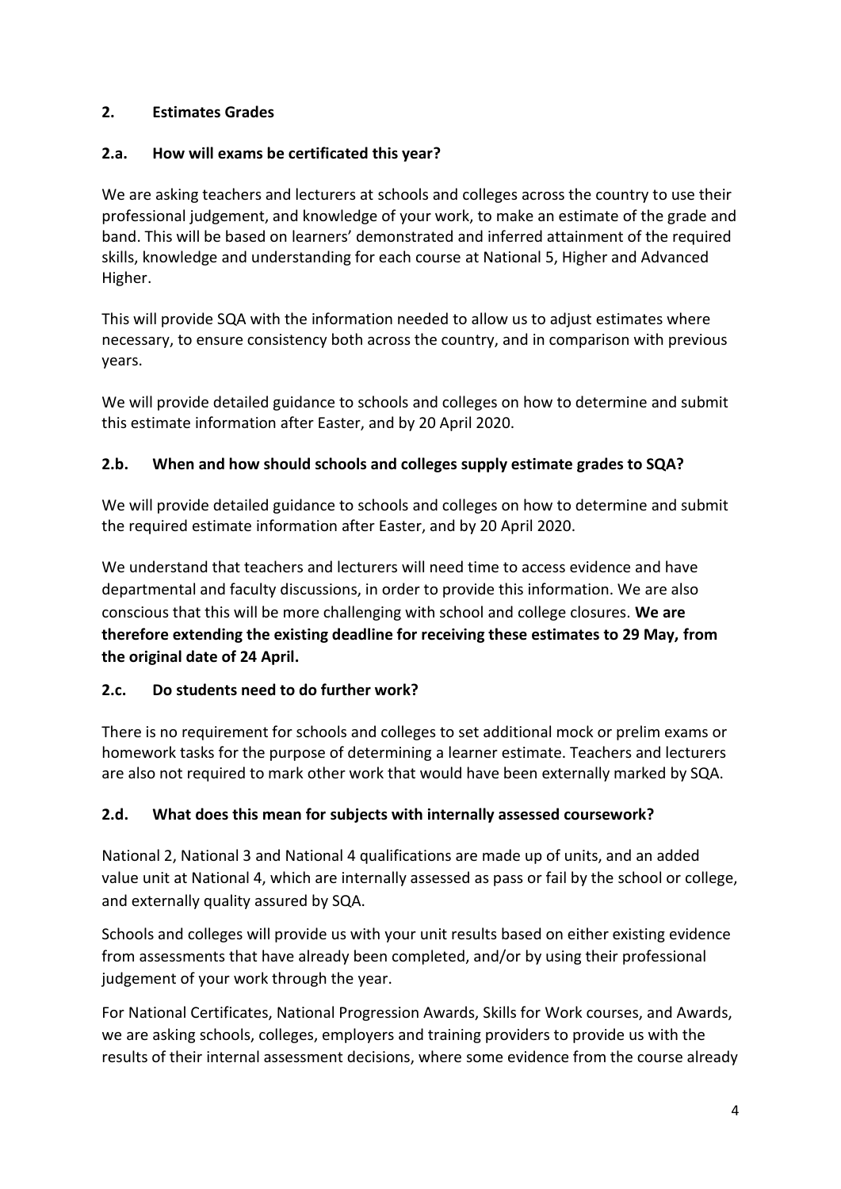## 2. Estimates Grades

### 2.a. How will exams be certificated this year?

We are asking teachers and lecturers at schools and colleges across the country to use their professional judgement, and knowledge of your work, to make an estimate of the grade and band. This will be based on learners' demonstrated and inferred attainment of the required skills, knowledge and understanding for each course at National 5, Higher and Advanced Higher.

This will provide SQA with the information needed to allow us to adjust estimates where necessary, to ensure consistency both across the country, and in comparison with previous years.

We will provide detailed guidance to schools and colleges on how to determine and submit this estimate information after Easter, and by 20 April 2020.

### 2.b. When and how should schools and colleges supply estimate grades to SQA?

We will provide detailed guidance to schools and colleges on how to determine and submit the required estimate information after Easter, and by 20 April 2020.

We understand that teachers and lecturers will need time to access evidence and have departmental and faculty discussions, in order to provide this information. We are also conscious that this will be more challenging with school and college closures. **We are therefore extending the existing deadline for receiving these estimates to 29 May, from the original date of 24 April.**

### 2.c. Do students need to do further work?

There is no requirement for schools and colleges to set additional mock or prelim exams or homework tasks for the purpose of determining a learner estimate. Teachers and lecturers are also not required to mark other work that would have been externally marked by SQA.

### 2.d. What does this mean for subjects with internally assessed coursework?

National 2, National 3 and National 4 qualifications are made up of units, and an added value unit at National 4, which are internally assessed as pass or fail by the school or college, and externally quality assured by SQA.

Schools and colleges will provide us with your unit results based on either existing evidence from assessments that have already been completed, and/or by using their professional judgement of your work through the year.

For National Certificates, National Progression Awards, Skills for Work courses, and Awards, we are asking schools, colleges, employers and training providers to provide us with the results of their internal assessment decisions, where some evidence from the course already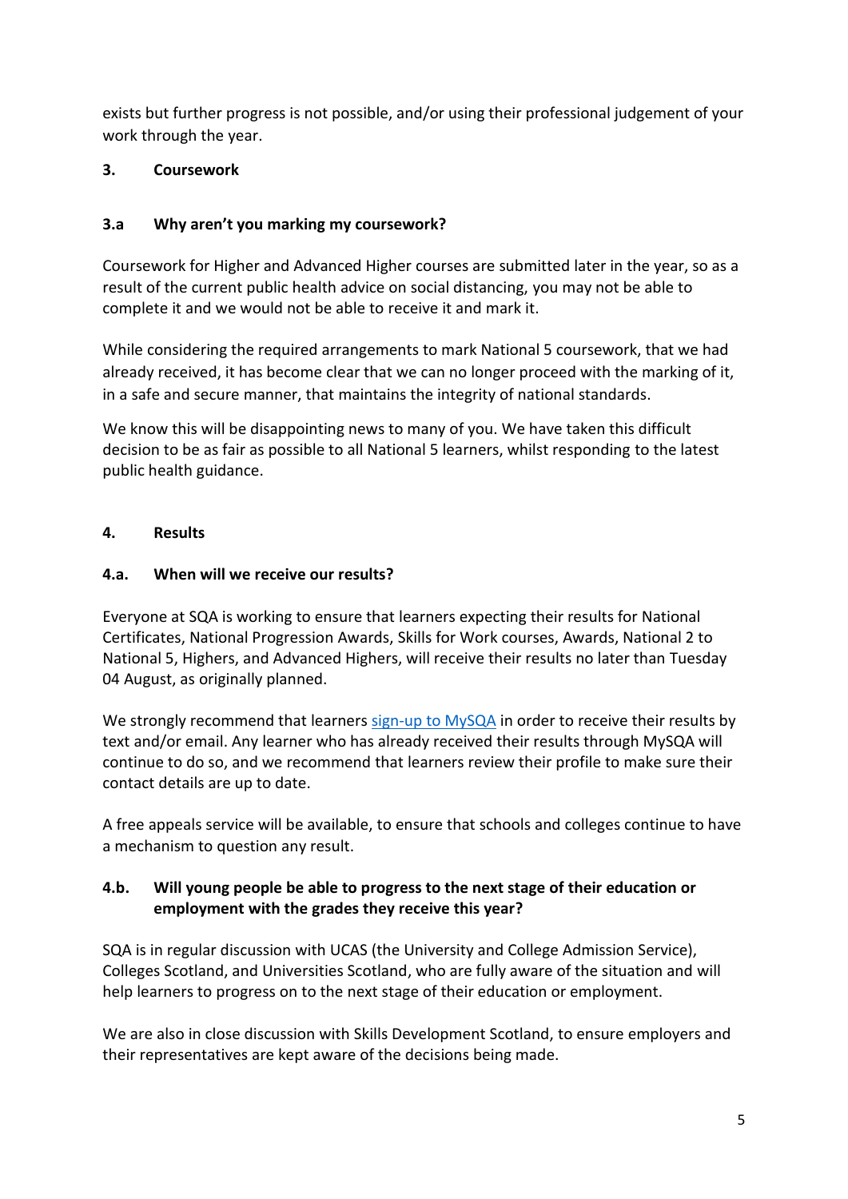exists but further progress is not possible, and/or using their professional judgement of your work through the year.

## 3. Coursework

### 3.a Why aren't you marking my coursework?

Coursework for Higher and Advanced Higher courses are submitted later in the year, so as a result of the current public health advice on social distancing, you may not be able to complete it and we would not be able to receive it and mark it.

While considering the required arrangements to mark National 5 coursework, that we had already received, it has become clear that we can no longer proceed with the marking of it, in a safe and secure manner, that maintains the integrity of national standards.

We know this will be disappointing news to many of you. We have taken this difficult decision to be as fair as possible to all National 5 learners, whilst responding to the latest public health guidance.

## 4. Results

### 4.a. When will we receive our results?

Everyone at SQA is working to ensure that learners expecting their results for National Certificates, National Progression Awards, Skills for Work courses, Awards, National 2 to National 5, Highers, and Advanced Highers, will receive their results no later than Tuesday 04 August, as originally planned.

We strongly recommend that learners sign-up to MySQA in order to receive their results by text and/or email. Any learner who has already received their results through MySQA will continue to do so, and we recommend that learners review their profile to make sure their contact details are up to date.

A free appeals service will be available, to ensure that schools and colleges continue to have a mechanism to question any result.

### 4.b. Will young people be able to progress to the next stage of their education or employment with the grades they receive this year?

SQA is in regular discussion with UCAS (the University and College Admission Service), Colleges Scotland, and Universities Scotland, who are fully aware of the situation and will help learners to progress on to the next stage of their education or employment.

We are also in close discussion with Skills Development Scotland, to ensure employers and their representatives are kept aware of the decisions being made.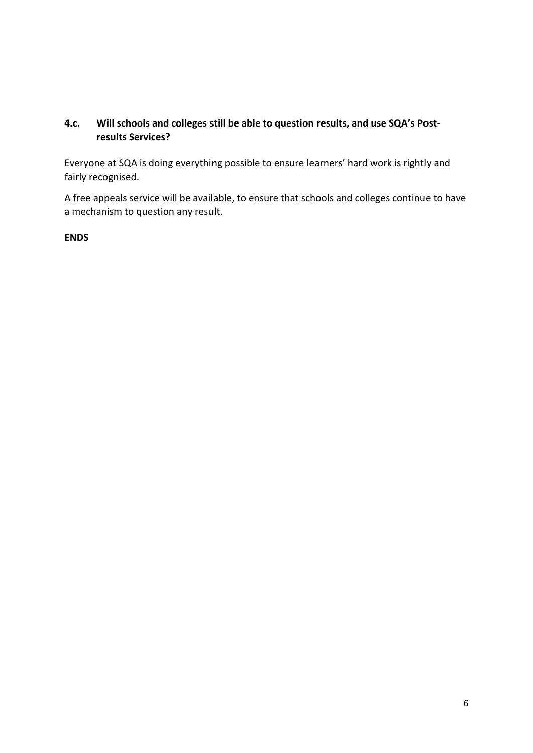### 4.c. Will schools and colleges still be able to question results, and use SQA's Post-results Services?

Everyone at SQA is doing everything possible to ensure learners' hard work is rightly and fairly recognised.

A free appeals service will be available, to ensure that schools and colleges continue to have a mechanism to question any result.

**ENDS**